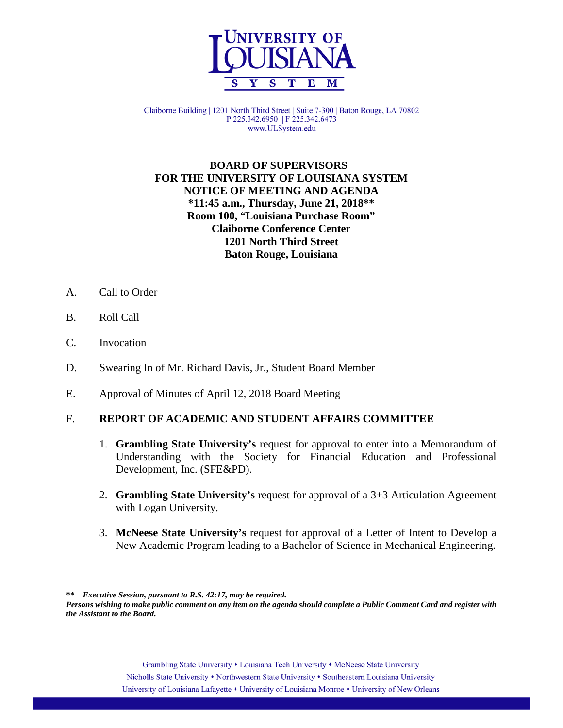UNIVERSITY OF LOUISIANA SYSTEM

Claiborne Building | 1201 North Third Street | Suite 7-300 | Baton Rouge, LA 70802
P 225.342.6950 | F 225.342.6473
www.ULSystem.edu

**BOARD OF SUPERVISORS**
**FOR THE UNIVERSITY OF LOUISIANA SYSTEM**
**NOTICE OF MEETING AND AGENDA**
**\*11:45 a.m., Thursday, June 21, 2018\*\***
**Room 100, "Louisiana Purchase Room"**
**Claiborne Conference Center**
**1201 North Third Street**
**Baton Rouge, Louisiana**

A. Call to Order

B. Roll Call

C. Invocation

D. Swearing In of Mr. Richard Davis, Jr., Student Board Member

E. Approval of Minutes of April 12, 2018 Board Meeting

F. **REPORT OF ACADEMIC AND STUDENT AFFAIRS COMMITTEE**

1. **Grambling State University's** request for approval to enter into a Memorandum of Understanding with the Society for Financial Education and Professional Development, Inc. (SFE&PD).

2. **Grambling State University's** request for approval of a 3+3 Articulation Agreement with Logan University.

3. **McNeese State University's** request for approval of a Letter of Intent to Develop a New Academic Program leading to a Bachelor of Science in Mechanical Engineering.

**\*\*** ***Executive Session, pursuant to R.S. 42:17, may be required.***
***Persons wishing to make public comment on any item on the agenda should complete a Public Comment Card and register with the Assistant to the Board.***

Grambling State University • Louisiana Tech University • McNeese State University
Nicholls State University • Northwestern State University • Southeastern Louisiana University
University of Louisiana Lafayette • University of Louisiana Monroe • University of New Orleans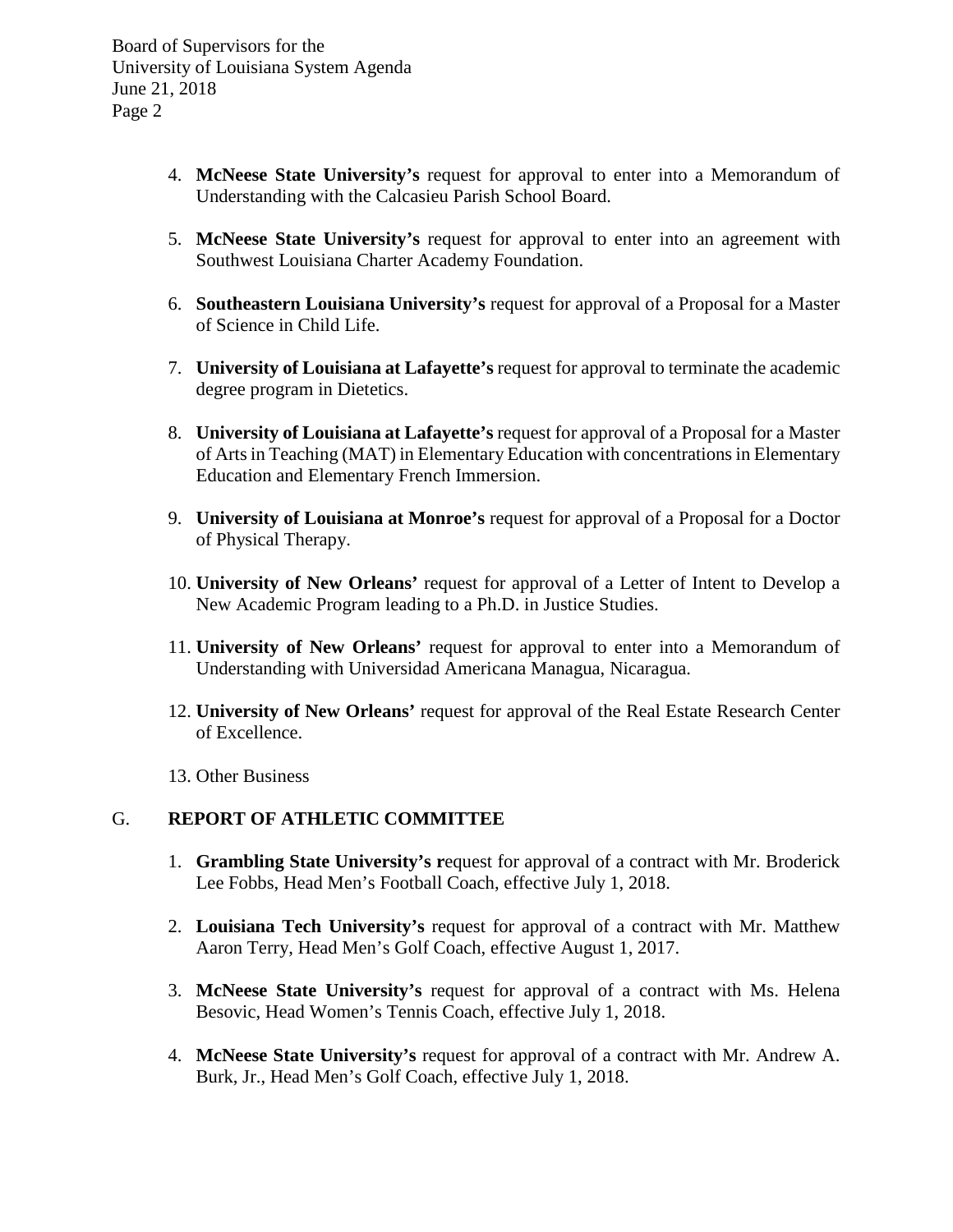4. **McNeese State University's** request for approval to enter into a Memorandum of Understanding with the Calcasieu Parish School Board.

5. **McNeese State University's** request for approval to enter into an agreement with Southwest Louisiana Charter Academy Foundation.

6. **Southeastern Louisiana University's** request for approval of a Proposal for a Master of Science in Child Life.

7. **University of Louisiana at Lafayette's** request for approval to terminate the academic degree program in Dietetics.

8. **University of Louisiana at Lafayette's** request for approval of a Proposal for a Master of Arts in Teaching (MAT) in Elementary Education with concentrations in Elementary Education and Elementary French Immersion.

9. **University of Louisiana at Monroe's** request for approval of a Proposal for a Doctor of Physical Therapy.

10. **University of New Orleans'** request for approval of a Letter of Intent to Develop a New Academic Program leading to a Ph.D. in Justice Studies.

11. **University of New Orleans'** request for approval to enter into a Memorandum of Understanding with Universidad Americana Managua, Nicaragua.

12. **University of New Orleans'** request for approval of the Real Estate Research Center of Excellence.

13. Other Business

## G. REPORT OF ATHLETIC COMMITTEE

1. **Grambling State University's r**equest for approval of a contract with Mr. Broderick Lee Fobbs, Head Men's Football Coach, effective July 1, 2018.

2. **Louisiana Tech University's** request for approval of a contract with Mr. Matthew Aaron Terry, Head Men's Golf Coach, effective August 1, 2017.

3. **McNeese State University's** request for approval of a contract with Ms. Helena Besovic, Head Women's Tennis Coach, effective July 1, 2018.

4. **McNeese State University's** request for approval of a contract with Mr. Andrew A. Burk, Jr., Head Men's Golf Coach, effective July 1, 2018.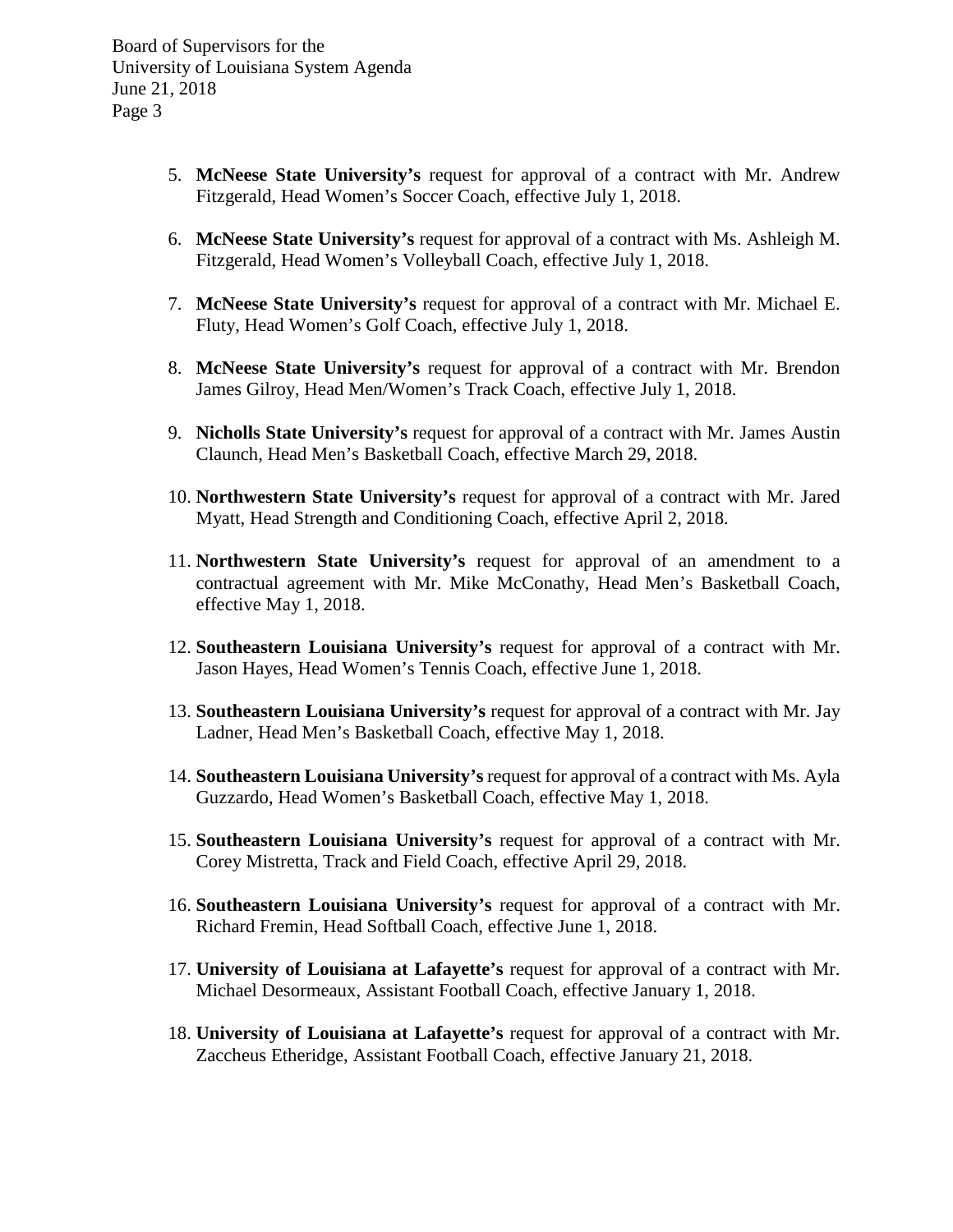5. **McNeese State University's** request for approval of a contract with Mr. Andrew Fitzgerald, Head Women's Soccer Coach, effective July 1, 2018.

6. **McNeese State University's** request for approval of a contract with Ms. Ashleigh M. Fitzgerald, Head Women's Volleyball Coach, effective July 1, 2018.

7. **McNeese State University's** request for approval of a contract with Mr. Michael E. Fluty, Head Women's Golf Coach, effective July 1, 2018.

8. **McNeese State University's** request for approval of a contract with Mr. Brendon James Gilroy, Head Men/Women's Track Coach, effective July 1, 2018.

9. **Nicholls State University's** request for approval of a contract with Mr. James Austin Claunch, Head Men's Basketball Coach, effective March 29, 2018.

10. **Northwestern State University's** request for approval of a contract with Mr. Jared Myatt, Head Strength and Conditioning Coach, effective April 2, 2018.

11. **Northwestern State University's** request for approval of an amendment to a contractual agreement with Mr. Mike McConathy, Head Men's Basketball Coach, effective May 1, 2018.

12. **Southeastern Louisiana University's** request for approval of a contract with Mr. Jason Hayes, Head Women's Tennis Coach, effective June 1, 2018.

13. **Southeastern Louisiana University's** request for approval of a contract with Mr. Jay Ladner, Head Men's Basketball Coach, effective May 1, 2018.

14. **Southeastern Louisiana University's** request for approval of a contract with Ms. Ayla Guzzardo, Head Women's Basketball Coach, effective May 1, 2018.

15. **Southeastern Louisiana University's** request for approval of a contract with Mr. Corey Mistretta, Track and Field Coach, effective April 29, 2018.

16. **Southeastern Louisiana University's** request for approval of a contract with Mr. Richard Fremin, Head Softball Coach, effective June 1, 2018.

17. **University of Louisiana at Lafayette's** request for approval of a contract with Mr. Michael Desormeaux, Assistant Football Coach, effective January 1, 2018.

18. **University of Louisiana at Lafayette's** request for approval of a contract with Mr. Zaccheus Etheridge, Assistant Football Coach, effective January 21, 2018.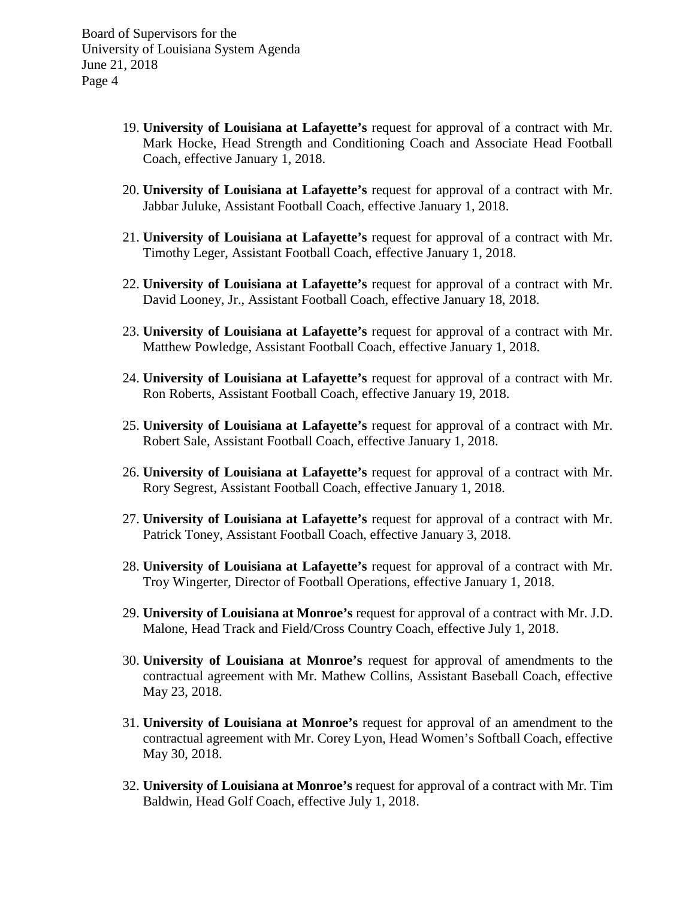19. **University of Louisiana at Lafayette's** request for approval of a contract with Mr. Mark Hocke, Head Strength and Conditioning Coach and Associate Head Football Coach, effective January 1, 2018.

20. **University of Louisiana at Lafayette's** request for approval of a contract with Mr. Jabbar Juluke, Assistant Football Coach, effective January 1, 2018.

21. **University of Louisiana at Lafayette's** request for approval of a contract with Mr. Timothy Leger, Assistant Football Coach, effective January 1, 2018.

22. **University of Louisiana at Lafayette's** request for approval of a contract with Mr. David Looney, Jr., Assistant Football Coach, effective January 18, 2018.

23. **University of Louisiana at Lafayette's** request for approval of a contract with Mr. Matthew Powledge, Assistant Football Coach, effective January 1, 2018.

24. **University of Louisiana at Lafayette's** request for approval of a contract with Mr. Ron Roberts, Assistant Football Coach, effective January 19, 2018.

25. **University of Louisiana at Lafayette's** request for approval of a contract with Mr. Robert Sale, Assistant Football Coach, effective January 1, 2018.

26. **University of Louisiana at Lafayette's** request for approval of a contract with Mr. Rory Segrest, Assistant Football Coach, effective January 1, 2018.

27. **University of Louisiana at Lafayette's** request for approval of a contract with Mr. Patrick Toney, Assistant Football Coach, effective January 3, 2018.

28. **University of Louisiana at Lafayette's** request for approval of a contract with Mr. Troy Wingerter, Director of Football Operations, effective January 1, 2018.

29. **University of Louisiana at Monroe's** request for approval of a contract with Mr. J.D. Malone, Head Track and Field/Cross Country Coach, effective July 1, 2018.

30. **University of Louisiana at Monroe's** request for approval of amendments to the contractual agreement with Mr. Mathew Collins, Assistant Baseball Coach, effective May 23, 2018.

31. **University of Louisiana at Monroe's** request for approval of an amendment to the contractual agreement with Mr. Corey Lyon, Head Women's Softball Coach, effective May 30, 2018.

32. **University of Louisiana at Monroe's** request for approval of a contract with Mr. Tim Baldwin, Head Golf Coach, effective July 1, 2018.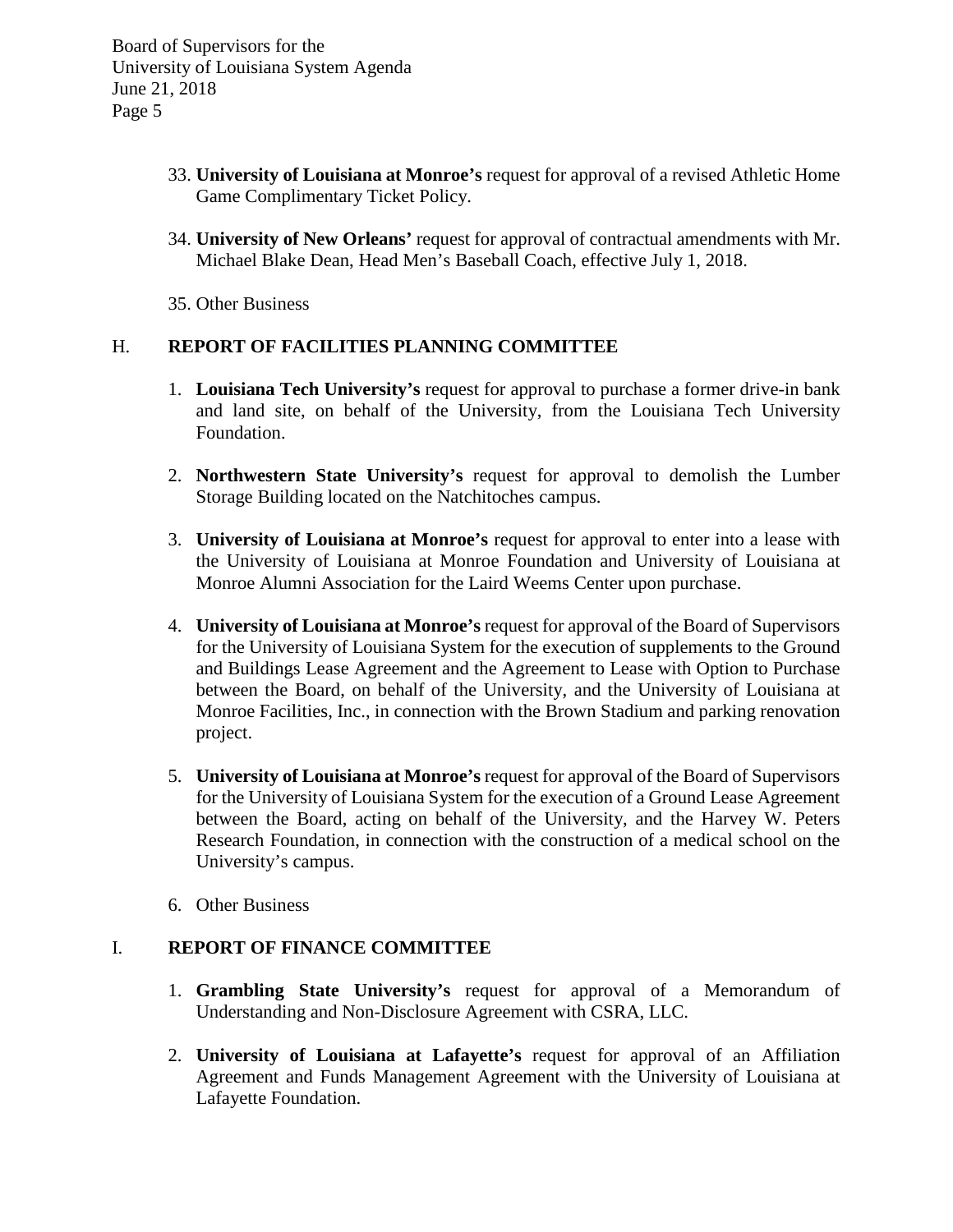33. **University of Louisiana at Monroe's** request for approval of a revised Athletic Home Game Complimentary Ticket Policy.

34. **University of New Orleans'** request for approval of contractual amendments with Mr. Michael Blake Dean, Head Men's Baseball Coach, effective July 1, 2018.

35. Other Business

## H. REPORT OF FACILITIES PLANNING COMMITTEE

1. **Louisiana Tech University's** request for approval to purchase a former drive-in bank and land site, on behalf of the University, from the Louisiana Tech University Foundation.

2. **Northwestern State University's** request for approval to demolish the Lumber Storage Building located on the Natchitoches campus.

3. **University of Louisiana at Monroe's** request for approval to enter into a lease with the University of Louisiana at Monroe Foundation and University of Louisiana at Monroe Alumni Association for the Laird Weems Center upon purchase.

4. **University of Louisiana at Monroe's** request for approval of the Board of Supervisors for the University of Louisiana System for the execution of supplements to the Ground and Buildings Lease Agreement and the Agreement to Lease with Option to Purchase between the Board, on behalf of the University, and the University of Louisiana at Monroe Facilities, Inc., in connection with the Brown Stadium and parking renovation project.

5. **University of Louisiana at Monroe's** request for approval of the Board of Supervisors for the University of Louisiana System for the execution of a Ground Lease Agreement between the Board, acting on behalf of the University, and the Harvey W. Peters Research Foundation, in connection with the construction of a medical school on the University's campus.

6. Other Business

## I. REPORT OF FINANCE COMMITTEE

1. **Grambling State University's** request for approval of a Memorandum of Understanding and Non-Disclosure Agreement with CSRA, LLC.

2. **University of Louisiana at Lafayette's** request for approval of an Affiliation Agreement and Funds Management Agreement with the University of Louisiana at Lafayette Foundation.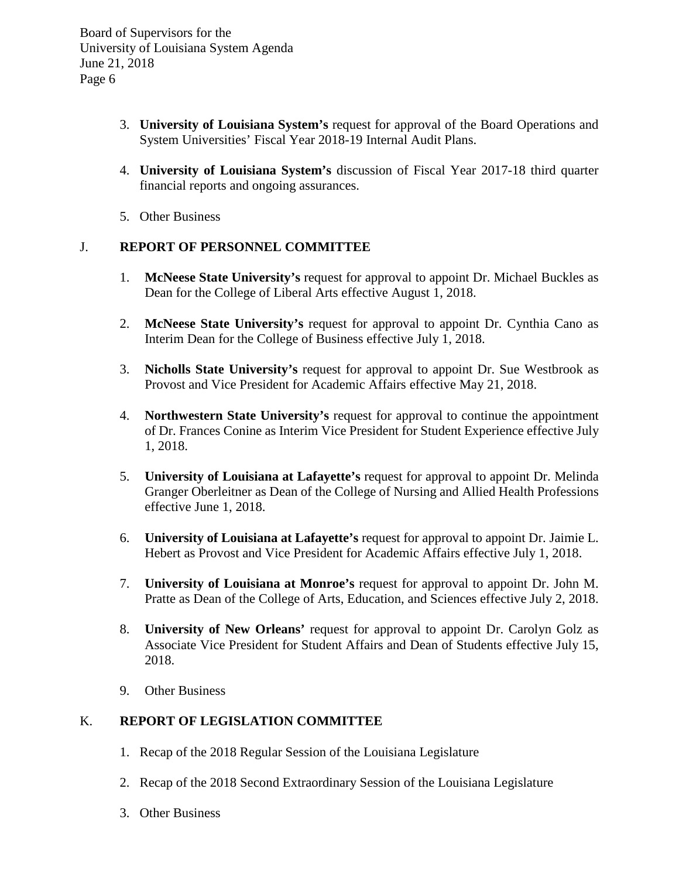3. **University of Louisiana System's** request for approval of the Board Operations and System Universities' Fiscal Year 2018-19 Internal Audit Plans.

4. **University of Louisiana System's** discussion of Fiscal Year 2017-18 third quarter financial reports and ongoing assurances.

5. Other Business

J. **REPORT OF PERSONNEL COMMITTEE**

1. **McNeese State University's** request for approval to appoint Dr. Michael Buckles as Dean for the College of Liberal Arts effective August 1, 2018.

2. **McNeese State University's** request for approval to appoint Dr. Cynthia Cano as Interim Dean for the College of Business effective July 1, 2018.

3. **Nicholls State University's** request for approval to appoint Dr. Sue Westbrook as Provost and Vice President for Academic Affairs effective May 21, 2018.

4. **Northwestern State University's** request for approval to continue the appointment of Dr. Frances Conine as Interim Vice President for Student Experience effective July 1, 2018.

5. **University of Louisiana at Lafayette's** request for approval to appoint Dr. Melinda Granger Oberleitner as Dean of the College of Nursing and Allied Health Professions effective June 1, 2018.

6. **University of Louisiana at Lafayette's** request for approval to appoint Dr. Jaimie L. Hebert as Provost and Vice President for Academic Affairs effective July 1, 2018.

7. **University of Louisiana at Monroe's** request for approval to appoint Dr. John M. Pratte as Dean of the College of Arts, Education, and Sciences effective July 2, 2018.

8. **University of New Orleans'** request for approval to appoint Dr. Carolyn Golz as Associate Vice President for Student Affairs and Dean of Students effective July 15, 2018.

9. Other Business

K. **REPORT OF LEGISLATION COMMITTEE**

1. Recap of the 2018 Regular Session of the Louisiana Legislature

2. Recap of the 2018 Second Extraordinary Session of the Louisiana Legislature

3. Other Business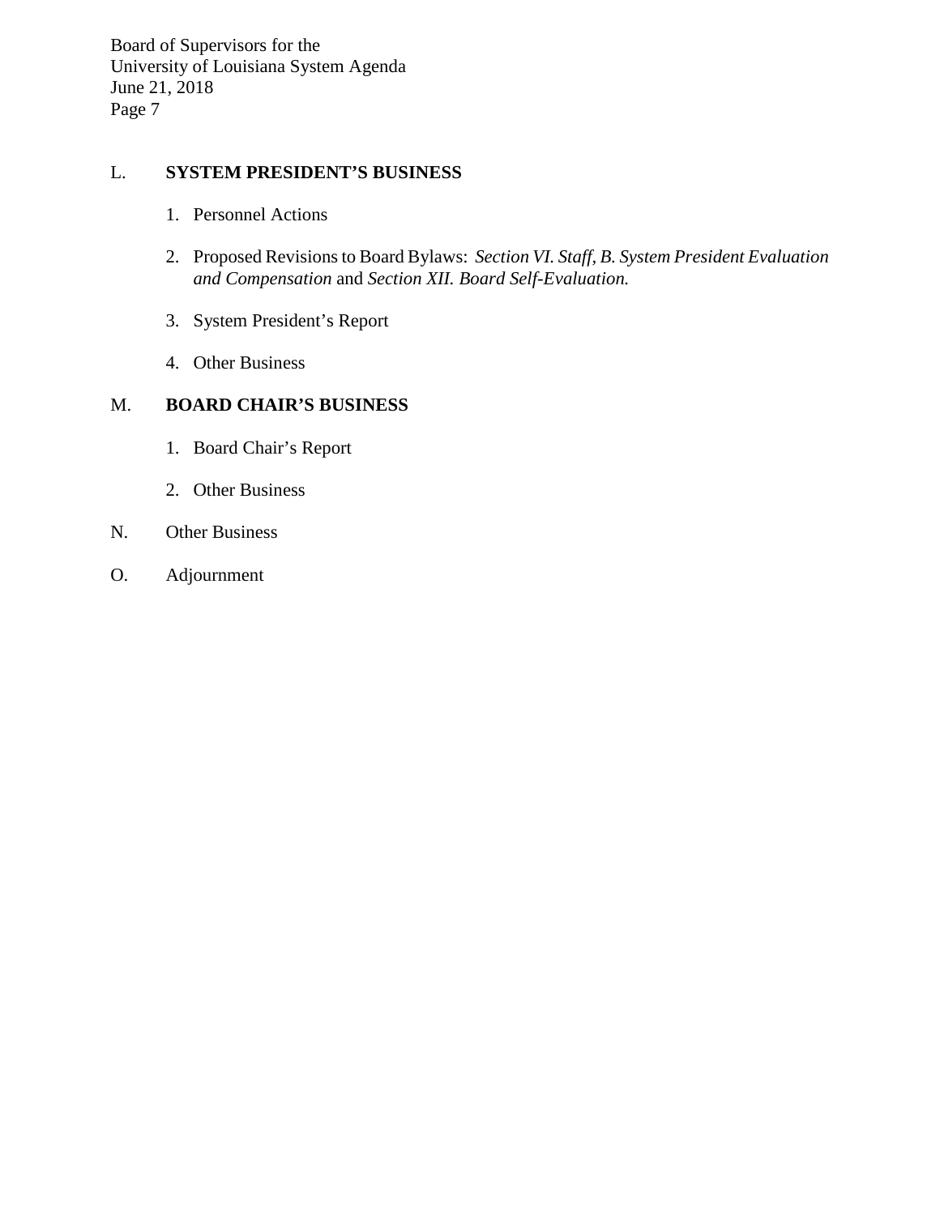L. **SYSTEM PRESIDENT'S BUSINESS**

1. Personnel Actions

2. Proposed Revisions to Board Bylaws: *Section VI. Staff, B. System President Evaluation and Compensation* and *Section XII. Board Self-Evaluation.*

3. System President's Report

4. Other Business

M. **BOARD CHAIR'S BUSINESS**

1. Board Chair's Report

2. Other Business

N. Other Business

O. Adjournment